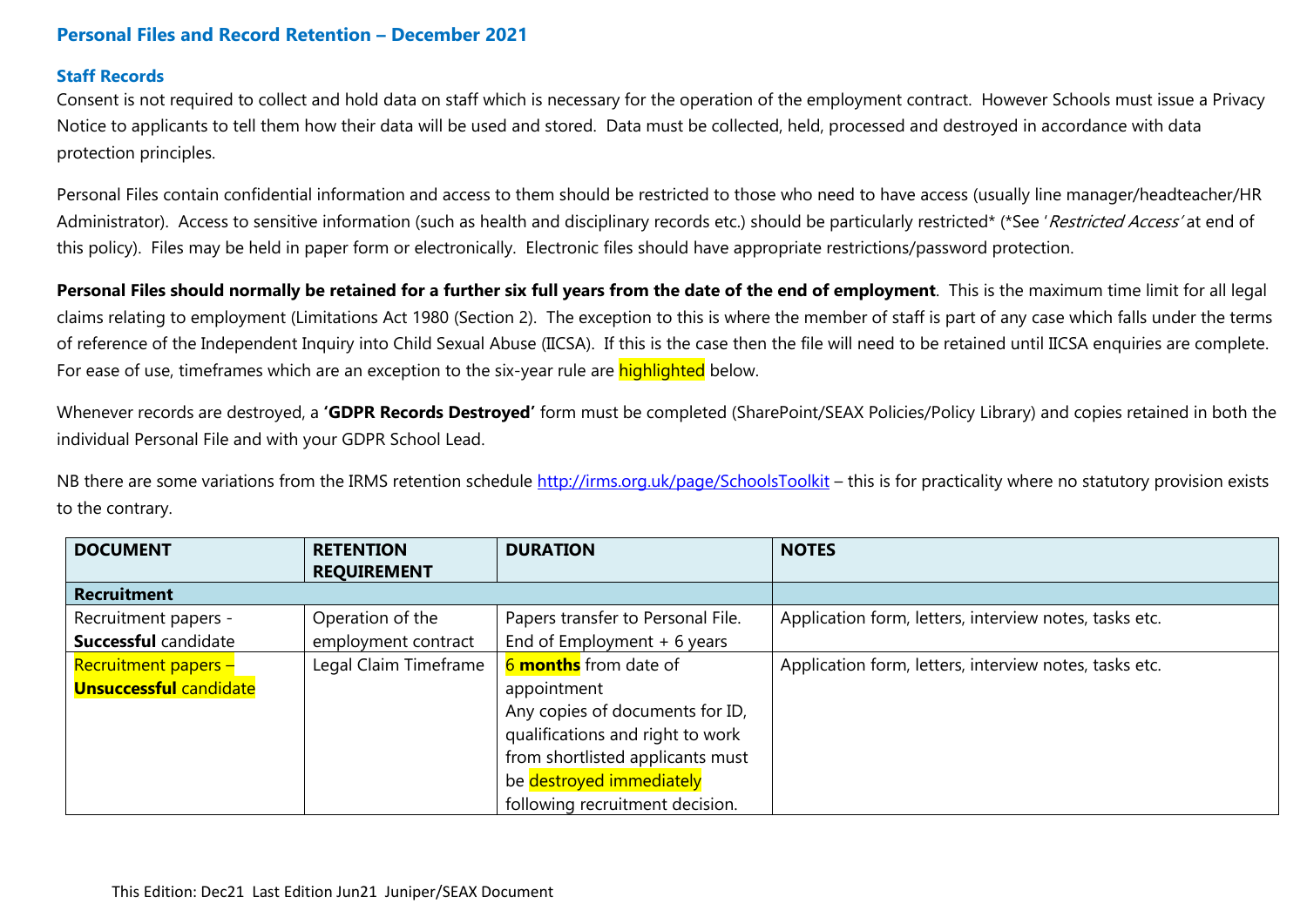## Personal Files and Record Retention – December 2021

### Staff Records

Consent is not required to collect and hold data on staff which is necessary for the operation of the employment contract. However Schools must issue a Privacy Notice to applicants to tell them how their data will be used and stored. Data must be collected, held, processed and destroyed in accordance with data protection principles.

Personal Files contain confidential information and access to them should be restricted to those who need to have access (usually line manager/headteacher/HR Administrator). Access to sensitive information (such as health and disciplinary records etc.) should be particularly restricted* (*See '*Restricted Access*' at end of this policy). Files may be held in paper form or electronically. Electronic files should have appropriate restrictions/password protection.

**Personal Files should normally be retained for a further six full years from the date of the end of employment**. This is the maximum time limit for all legal claims relating to employment (Limitations Act 1980 (Section 2). The exception to this is where the member of staff is part of any case which falls under the terms of reference of the Independent Inquiry into Child Sexual Abuse (IICSA). If this is the case then the file will need to be retained until IICSA enquiries are complete. For ease of use, timeframes which are an exception to the six-year rule are highlighted below.

Whenever records are destroyed, a **'GDPR Records Destroyed'** form must be completed (SharePoint/SEAX Policies/Policy Library) and copies retained in both the individual Personal File and with your GDPR School Lead.

NB there are some variations from the IRMS retention schedule http://irms.org.uk/page/SchoolsToolkit – this is for practicality where no statutory provision exists to the contrary.

| DOCUMENT | RETENTION REQUIREMENT | DURATION | NOTES |
|---|---|---|---|
| **Recruitment** | | | |
| Recruitment papers - **Successful** candidate | Operation of the employment contract | Papers transfer to Personal File. End of Employment + 6 years | Application form, letters, interview notes, tasks etc. |
| Recruitment papers – **Unsuccessful** candidate | Legal Claim Timeframe | 6 **months** from date of appointment<br>Any copies of documents for ID, qualifications and right to work from shortlisted applicants must be destroyed immediately following recruitment decision. | Application form, letters, interview notes, tasks etc. |

This Edition: Dec21 Last Edition Jun21 Juniper/SEAX Document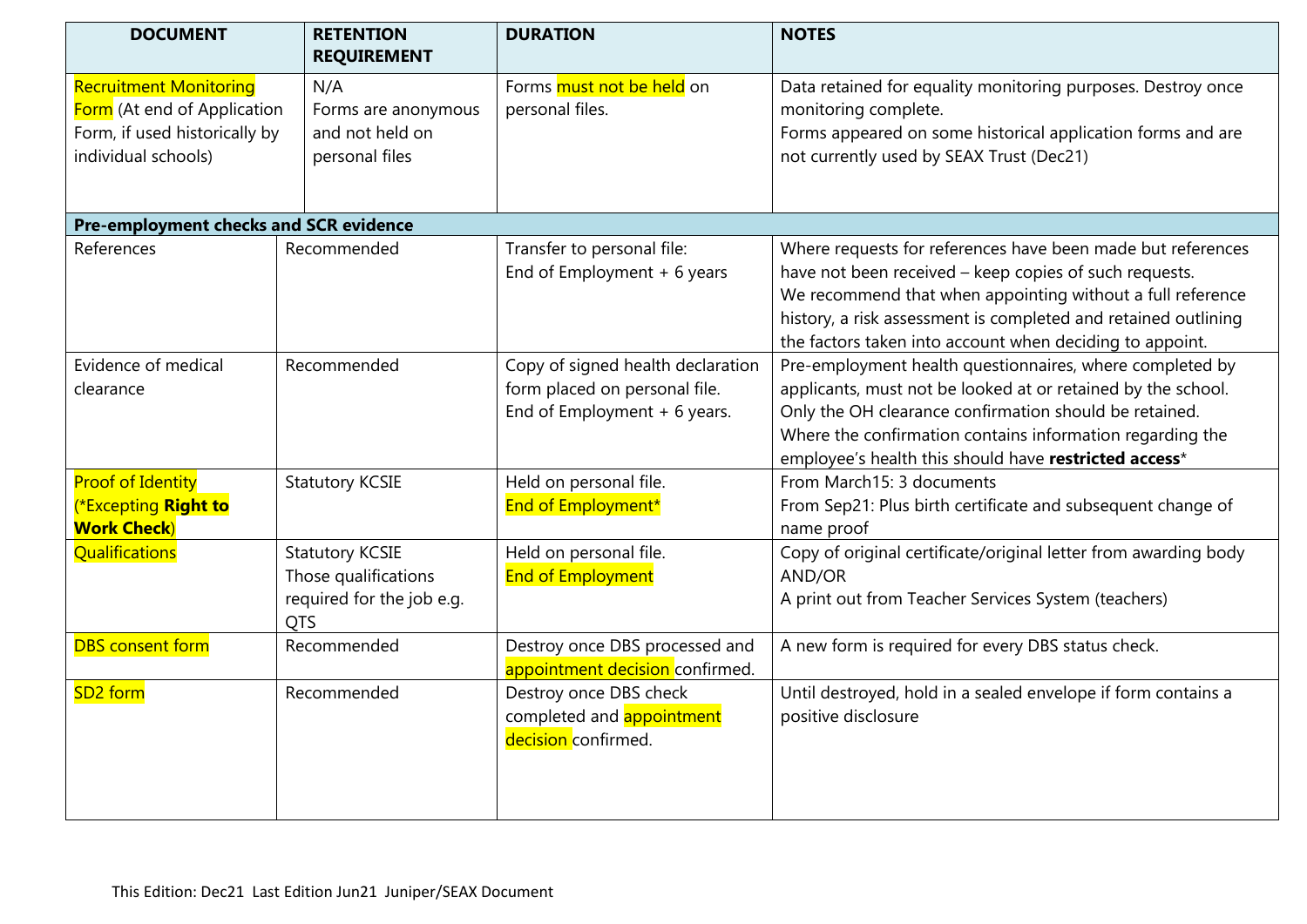| DOCUMENT | RETENTION REQUIREMENT | DURATION | NOTES |
|---|---|---|---|
| Recruitment Monitoring Form (At end of Application Form, if used historically by individual schools) | N/A<br>Forms are anonymous and not held on personal files | Forms must not be held on personal files. | Data retained for equality monitoring purposes. Destroy once monitoring complete.<br>Forms appeared on some historical application forms and are not currently used by SEAX Trust (Dec21) |
| **Pre-employment checks and SCR evidence** | | | |
| References | Recommended | Transfer to personal file:<br>End of Employment + 6 years | Where requests for references have been made but references have not been received – keep copies of such requests.<br>We recommend that when appointing without a full reference history, a risk assessment is completed and retained outlining the factors taken into account when deciding to appoint. |
| Evidence of medical clearance | Recommended | Copy of signed health declaration form placed on personal file.<br>End of Employment + 6 years. | Pre-employment health questionnaires, where completed by applicants, must not be looked at or retained by the school. Only the OH clearance confirmation should be retained.<br>Where the confirmation contains information regarding the employee's health this should have **restricted access*** |
| Proof of Identity (*Excepting **Right to Work Check**) | Statutory KCSIE | Held on personal file.<br>End of Employment* | From March15: 3 documents<br>From Sep21: Plus birth certificate and subsequent change of name proof |
| Qualifications | Statutory KCSIE<br>Those qualifications required for the job e.g. QTS | Held on personal file.<br>End of Employment | Copy of original certificate/original letter from awarding body AND/OR<br>A print out from Teacher Services System (teachers) |
| DBS consent form | Recommended | Destroy once DBS processed and appointment decision confirmed. | A new form is required for every DBS status check. |
| SD2 form | Recommended | Destroy once DBS check completed and appointment decision confirmed. | Until destroyed, hold in a sealed envelope if form contains a positive disclosure |

This Edition: Dec21 Last Edition Jun21 Juniper/SEAX Document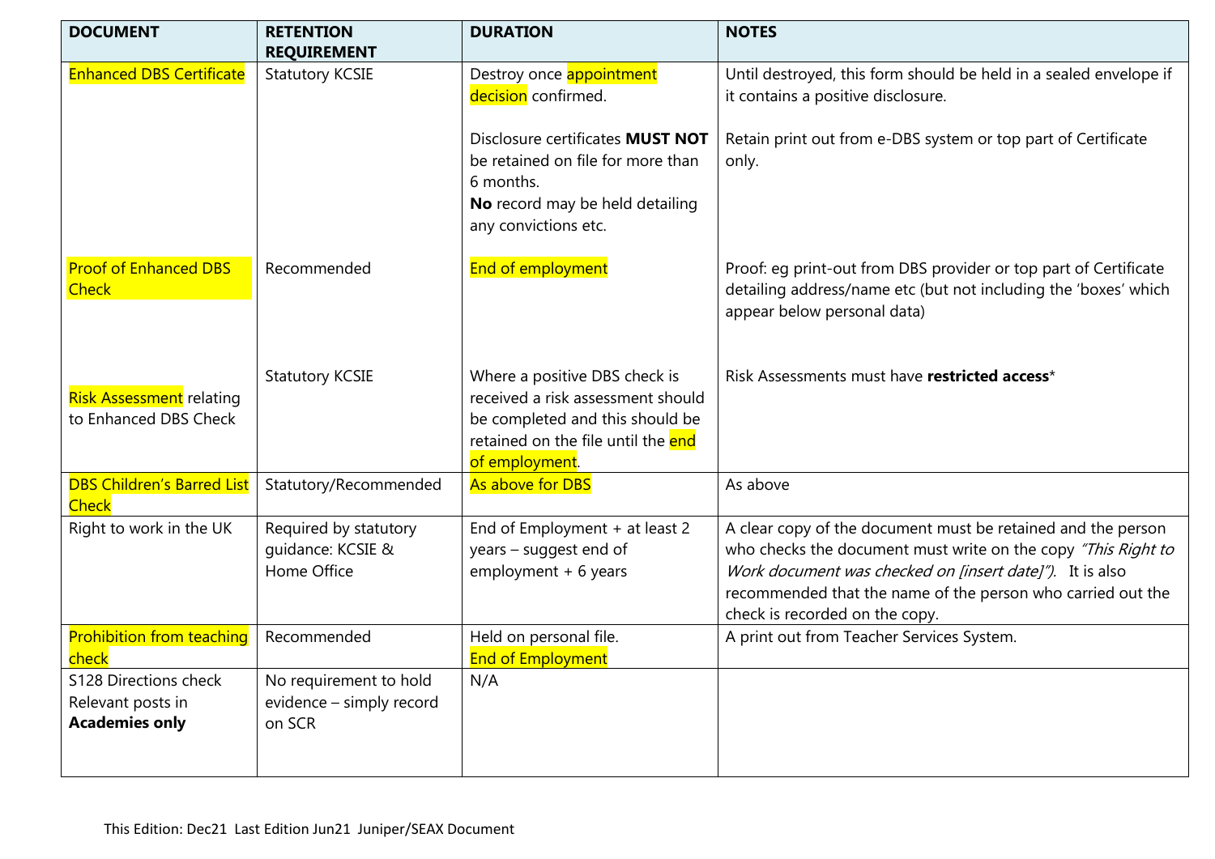| DOCUMENT | RETENTION REQUIREMENT | DURATION | NOTES |
|---|---|---|---|
| Enhanced DBS Certificate | Statutory KCSIE | Destroy once appointment decision confirmed.<br><br>Disclosure certificates **MUST NOT** be retained on file for more than 6 months.<br>**No** record may be held detailing any convictions etc. | Until destroyed, this form should be held in a sealed envelope if it contains a positive disclosure.<br><br>Retain print out from e-DBS system or top part of Certificate only. |
| Proof of Enhanced DBS Check | Recommended | End of employment | Proof: eg print-out from DBS provider or top part of Certificate detailing address/name etc (but not including the 'boxes' which appear below personal data) |
| Risk Assessment relating to Enhanced DBS Check | Statutory KCSIE | Where a positive DBS check is received a risk assessment should be completed and this should be retained on the file until the end of employment. | Risk Assessments must have **restricted access*** |
| DBS Children's Barred List Check | Statutory/Recommended | As above for DBS | As above |
| Right to work in the UK | Required by statutory guidance: KCSIE & Home Office | End of Employment + at least 2 years – suggest end of employment + 6 years | A clear copy of the document must be retained and the person who checks the document must write on the copy *"This Right to Work document was checked on [insert date]")*. It is also recommended that the name of the person who carried out the check is recorded on the copy. |
| Prohibition from teaching check | Recommended | Held on personal file.<br>End of Employment | A print out from Teacher Services System. |
| S128 Directions check Relevant posts in **Academies only** | No requirement to hold evidence – simply record on SCR | N/A | |

This Edition: Dec21 Last Edition Jun21 Juniper/SEAX Document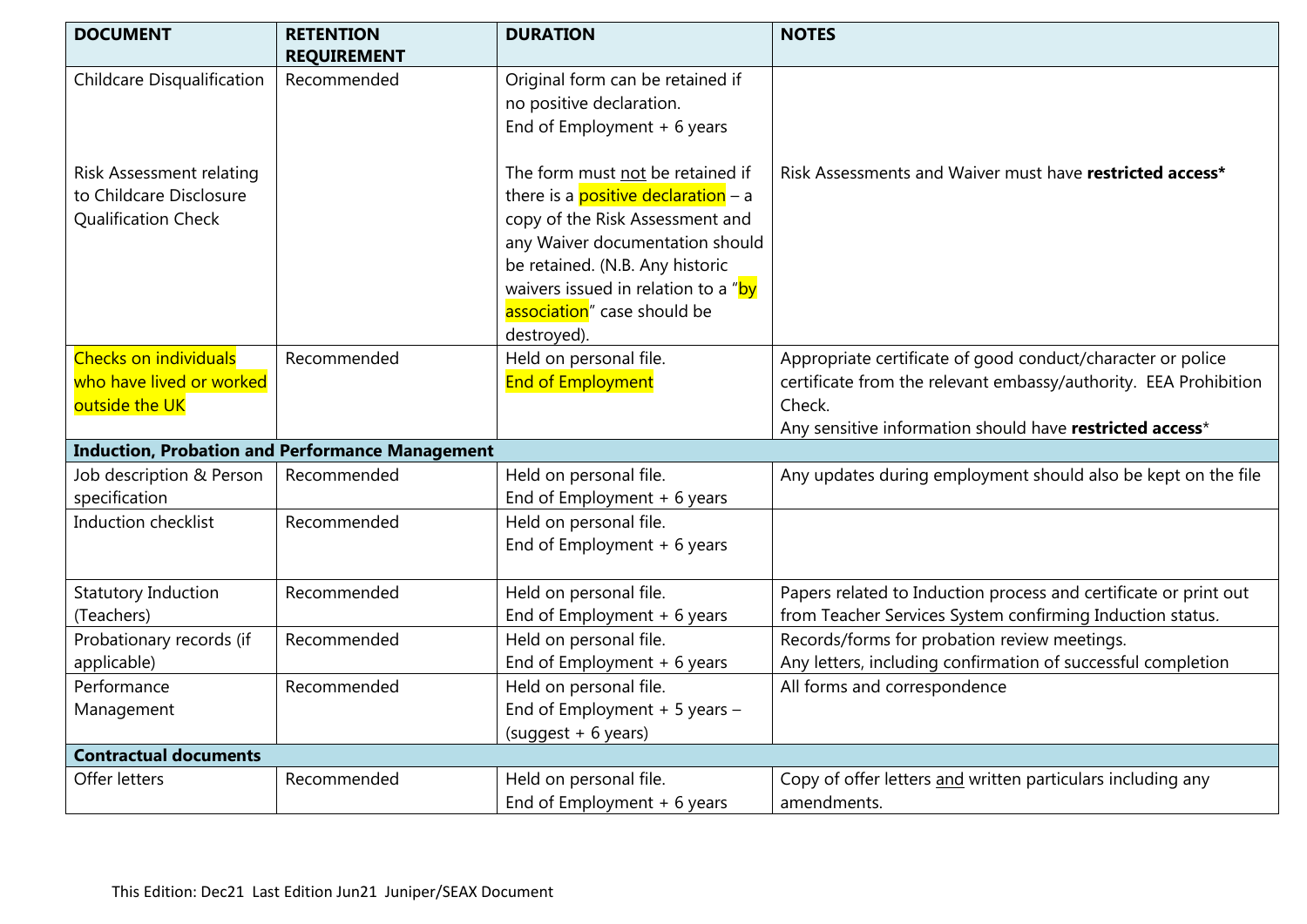| DOCUMENT | RETENTION REQUIREMENT | DURATION | NOTES |
|---|---|---|---|
| Childcare Disqualification<br><br>Risk Assessment relating to Childcare Disclosure Qualification Check | Recommended | Original form can be retained if no positive declaration.<br>End of Employment + 6 years<br><br>The form must not be retained if there is a positive declaration – a copy of the Risk Assessment and any Waiver documentation should be retained. (N.B. Any historic waivers issued in relation to a "by association" case should be destroyed). | Risk Assessments and Waiver must have **restricted access*** |
| Checks on individuals who have lived or worked outside the UK | Recommended | Held on personal file.<br>End of Employment | Appropriate certificate of good conduct/character or police certificate from the relevant embassy/authority. EEA Prohibition Check.<br>Any sensitive information should have **restricted access*** |
| **Induction, Probation and Performance Management** | | | |
| Job description & Person specification | Recommended | Held on personal file.<br>End of Employment + 6 years | Any updates during employment should also be kept on the file |
| Induction checklist | Recommended | Held on personal file.<br>End of Employment + 6 years | |
| Statutory Induction (Teachers) | Recommended | Held on personal file.<br>End of Employment + 6 years | Papers related to Induction process and certificate or print out from Teacher Services System confirming Induction status. |
| Probationary records (if applicable) | Recommended | Held on personal file.<br>End of Employment + 6 years | Records/forms for probation review meetings.<br>Any letters, including confirmation of successful completion |
| Performance Management | Recommended | Held on personal file.<br>End of Employment + 5 years – (suggest + 6 years) | All forms and correspondence |
| **Contractual documents** | | | |
| Offer letters | Recommended | Held on personal file.<br>End of Employment + 6 years | Copy of offer letters and written particulars including any amendments. |

This Edition: Dec21 Last Edition Jun21 Juniper/SEAX Document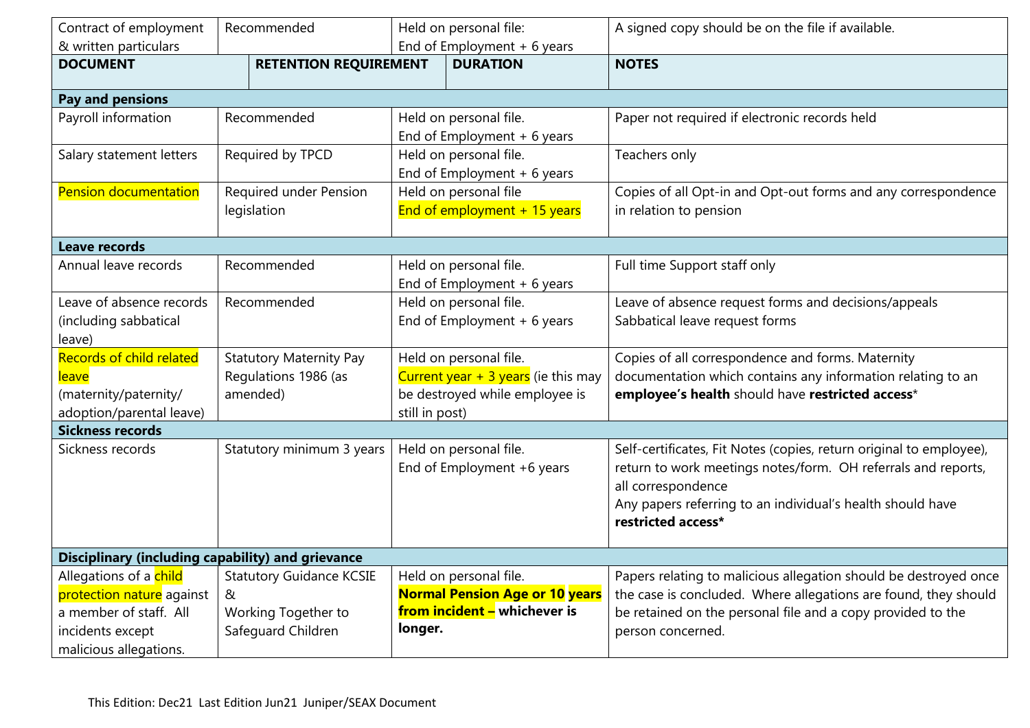| Contract of employment & written particulars | Recommended | Held on personal file: End of Employment + 6 years | A signed copy should be on the file if available. |
|---|---|---|---|
| **DOCUMENT** | **RETENTION REQUIREMENT** | **DURATION** | **NOTES** |
| **Pay and pensions** | | | |
| Payroll information | Recommended | Held on personal file. End of Employment + 6 years | Paper not required if electronic records held |
| Salary statement letters | Required by TPCD | Held on personal file. End of Employment + 6 years | Teachers only |
| Pension documentation | Required under Pension legislation | Held on personal file End of employment + 15 years | Copies of all Opt-in and Opt-out forms and any correspondence in relation to pension |
| **Leave records** | | | |
| Annual leave records | Recommended | Held on personal file. End of Employment + 6 years | Full time Support staff only |
| Leave of absence records (including sabbatical leave) | Recommended | Held on personal file. End of Employment + 6 years | Leave of absence request forms and decisions/appeals Sabbatical leave request forms |
| Records of child related leave (maternity/paternity/ adoption/parental leave) | Statutory Maternity Pay Regulations 1986 (as amended) | Held on personal file. Current year + 3 years (ie this may be destroyed while employee is still in post) | Copies of all correspondence and forms. Maternity documentation which contains any information relating to an **employee's health** should have **restricted access*** |
| **Sickness records** | | | |
| Sickness records | Statutory minimum 3 years | Held on personal file. End of Employment +6 years | Self-certificates, Fit Notes (copies, return original to employee), return to work meetings notes/form. OH referrals and reports, all correspondence Any papers referring to an individual's health should have **restricted access*** |
| **Disciplinary (including capability) and grievance** | | | |
| Allegations of a child protection nature against a member of staff. All incidents except malicious allegations. | Statutory Guidance KCSIE & Working Together to Safeguard Children | Held on personal file. **Normal Pension Age or 10 years from incident – whichever is longer.** | Papers relating to malicious allegation should be destroyed once the case is concluded. Where allegations are found, they should be retained on the personal file and a copy provided to the person concerned. |

This Edition: Dec21 Last Edition Jun21 Juniper/SEAX Document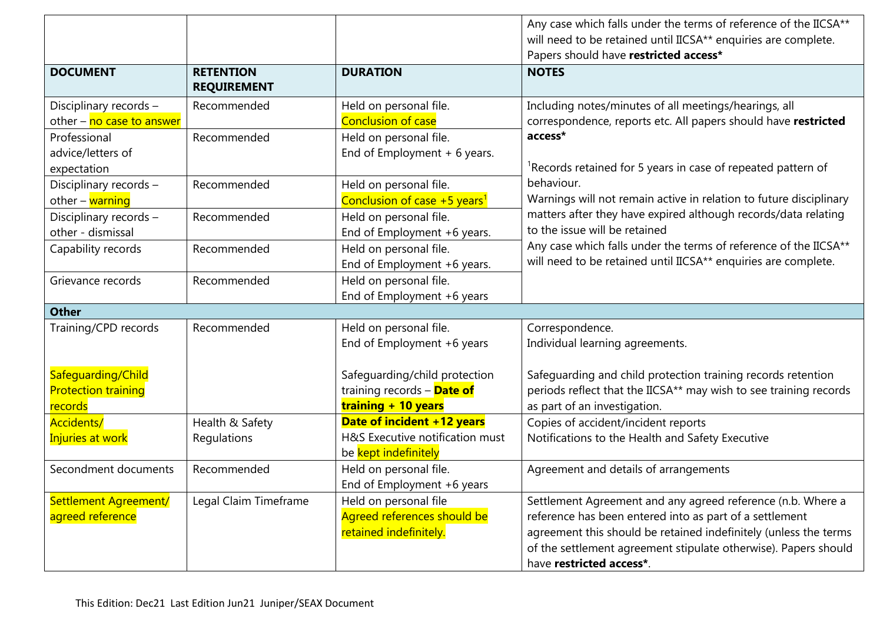| | | | Any case which falls under the terms of reference of the IICSA** will need to be retained until IICSA** enquiries are complete. Papers should have **restricted access*** |
|---|---|---|---|
| **DOCUMENT** | **RETENTION REQUIREMENT** | **DURATION** | **NOTES** |
| Disciplinary records – other – no case to answer | Recommended | Held on personal file. Conclusion of case | Including notes/minutes of all meetings/hearings, all correspondence, reports etc. All papers should have **restricted access*** [1]Records retained for 5 years in case of repeated pattern of behaviour. Warnings will not remain active in relation to future disciplinary matters after they have expired although records/data relating to the issue will be retained Any case which falls under the terms of reference of the IICSA** will need to be retained until IICSA** enquiries are complete. |
| Professional advice/letters of expectation | Recommended | Held on personal file. End of Employment + 6 years. | |
| Disciplinary records – other – warning | Recommended | Held on personal file. Conclusion of case +5 years[1] | |
| Disciplinary records – other - dismissal | Recommended | Held on personal file. End of Employment +6 years. | |
| Capability records | Recommended | Held on personal file. End of Employment +6 years. | |
| Grievance records | Recommended | Held on personal file. End of Employment +6 years | |
| **Other** | | | |
| Training/CPD records<br><br>Safeguarding/Child Protection training records | Recommended | Held on personal file. End of Employment +6 years<br><br>Safeguarding/child protection training records – **Date of training + 10 years** | Correspondence. Individual learning agreements.<br><br>Safeguarding and child protection training records retention periods reflect that the IICSA** may wish to see training records as part of an investigation. |
| Accidents/ Injuries at work | Health & Safety Regulations | **Date of incident +12 years** H&S Executive notification must be kept indefinitely | Copies of accident/incident reports Notifications to the Health and Safety Executive |
| Secondment documents | Recommended | Held on personal file. End of Employment +6 years | Agreement and details of arrangements |
| Settlement Agreement/ agreed reference | Legal Claim Timeframe | Held on personal file Agreed references should be retained indefinitely. | Settlement Agreement and any agreed reference (n.b. Where a reference has been entered into as part of a settlement agreement this should be retained indefinitely (unless the terms of the settlement agreement stipulate otherwise). Papers should have **restricted access***. |

This Edition: Dec21 Last Edition Jun21 Juniper/SEAX Document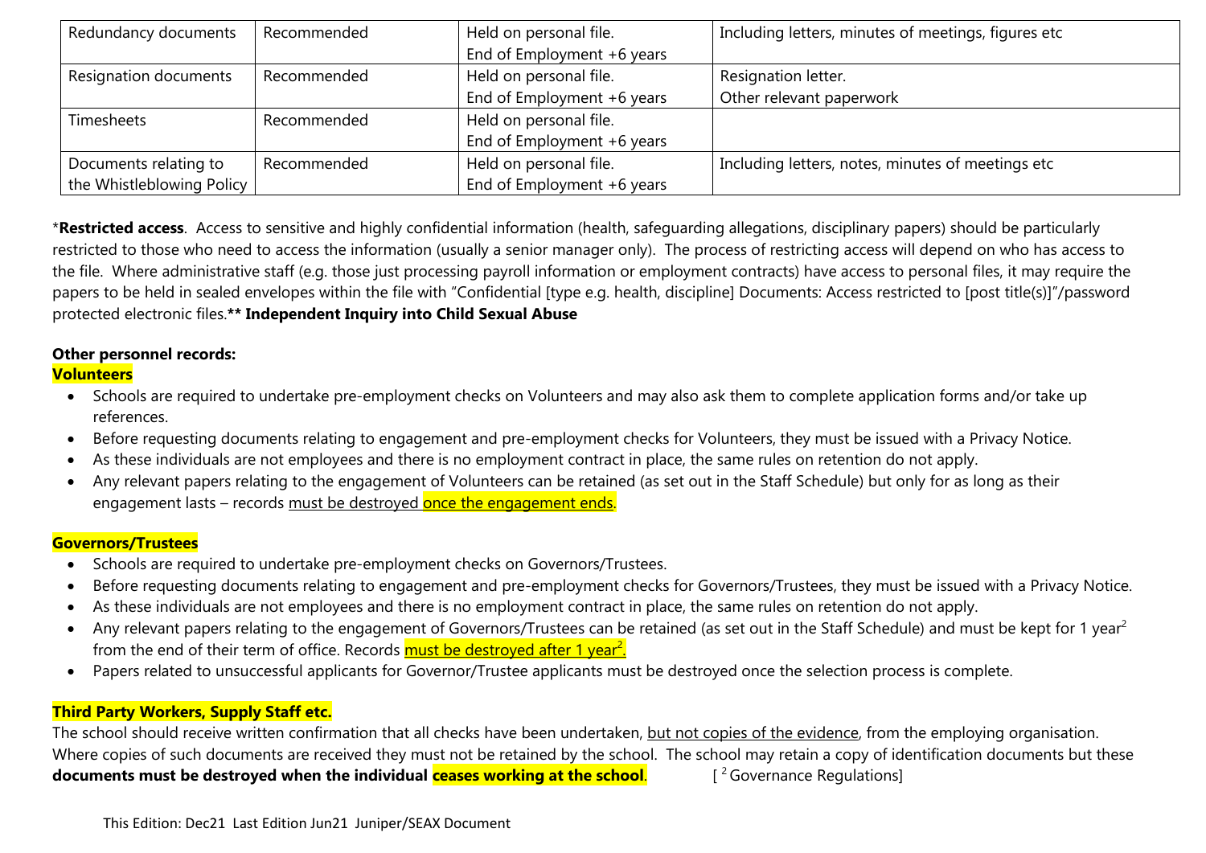| | | | |
|---|---|---|---|
| Redundancy documents | Recommended | Held on personal file.<br>End of Employment +6 years | Including letters, minutes of meetings, figures etc |
| Resignation documents | Recommended | Held on personal file.<br>End of Employment +6 years | Resignation letter.<br>Other relevant paperwork |
| Timesheets | Recommended | Held on personal file.<br>End of Employment +6 years | |
| Documents relating to the Whistleblowing Policy | Recommended | Held on personal file.<br>End of Employment +6 years | Including letters, notes, minutes of meetings etc |

*__Restricted access__. Access to sensitive and highly confidential information (health, safeguarding allegations, disciplinary papers) should be particularly restricted to those who need to access the information (usually a senior manager only). The process of restricting access will depend on who has access to the file. Where administrative staff (e.g. those just processing payroll information or employment contracts) have access to personal files, it may require the papers to be held in sealed envelopes within the file with "Confidential [type e.g. health, discipline] Documents: Access restricted to [post title(s)]"/password protected electronic files.**__** Independent Inquiry into Child Sexual Abuse__

**Other personnel records:**

**Volunteers**

- Schools are required to undertake pre-employment checks on Volunteers and may also ask them to complete application forms and/or take up references.
- Before requesting documents relating to engagement and pre-employment checks for Volunteers, they must be issued with a Privacy Notice.
- As these individuals are not employees and there is no employment contract in place, the same rules on retention do not apply.
- Any relevant papers relating to the engagement of Volunteers can be retained (as set out in the Staff Schedule) but only for as long as their engagement lasts – records must be destroyed once the engagement ends.

**Governors/Trustees**

- Schools are required to undertake pre-employment checks on Governors/Trustees.
- Before requesting documents relating to engagement and pre-employment checks for Governors/Trustees, they must be issued with a Privacy Notice.
- As these individuals are not employees and there is no employment contract in place, the same rules on retention do not apply.
- Any relevant papers relating to the engagement of Governors/Trustees can be retained (as set out in the Staff Schedule) and must be kept for 1 year[2] from the end of their term of office. Records must be destroyed after 1 year[2].
- Papers related to unsuccessful applicants for Governor/Trustee applicants must be destroyed once the selection process is complete.

**Third Party Workers, Supply Staff etc.**

The school should receive written confirmation that all checks have been undertaken, but not copies of the evidence, from the employing organisation. Where copies of such documents are received they must not be retained by the school. The school may retain a copy of identification documents but these **documents must be destroyed when the individual ceases working at the school**. [ [2] Governance Regulations]

This Edition: Dec21 Last Edition Jun21 Juniper/SEAX Document